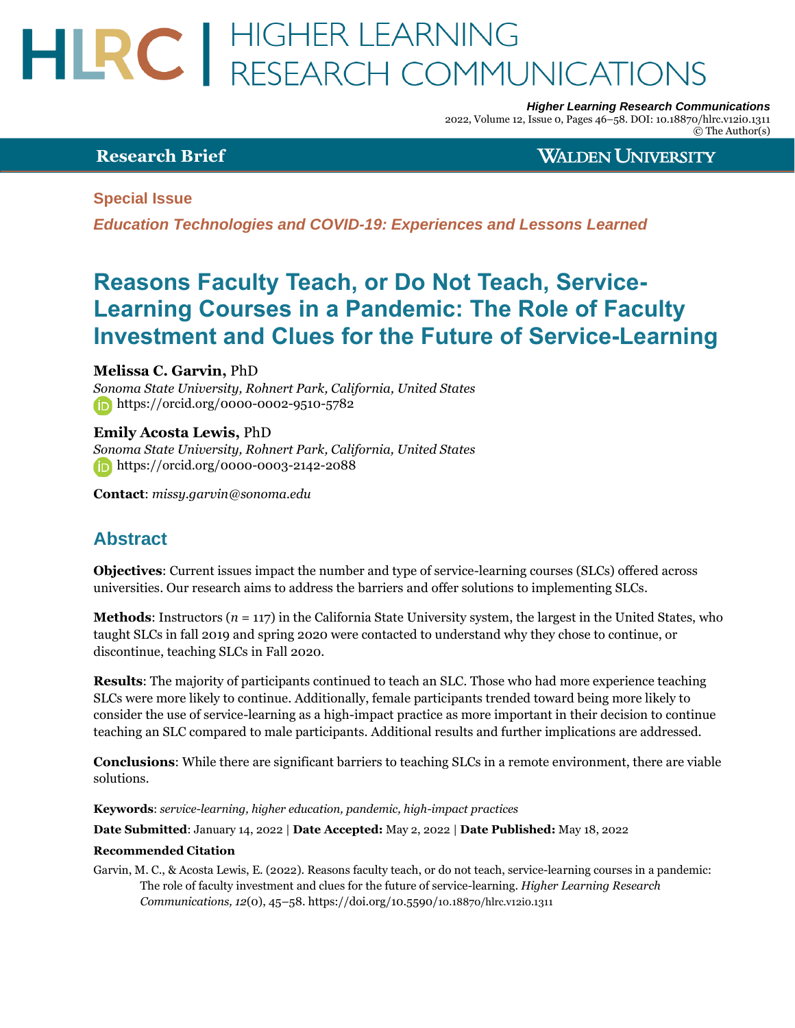Special Issue

*Education Technologies and COVID-19: Experiences and Lessons Learned*

# Reasons Faculty Teach, or Do Not Teach, Service-Learning Courses in a Pandemic: The Role of Faculty Investment and Clues for the Future of Service-Learning

**Melissa C. Garvin,** PhD
*Sonoma State University, Rohnert Park, California, United States*
https://orcid.org/0000-0002-9510-5782

**Emily Acosta Lewis,** PhD
*Sonoma State University, Rohnert Park, California, United States*
https://orcid.org/0000-0003-2142-2088

**Contact**: *missy.garvin@sonoma.edu*

## Abstract

**Objectives**: Current issues impact the number and type of service-learning courses (SLCs) offered across universities. Our research aims to address the barriers and offer solutions to implementing SLCs.

**Methods**: Instructors ($n$ = 117) in the California State University system, the largest in the United States, who taught SLCs in fall 2019 and spring 2020 were contacted to understand why they chose to continue, or discontinue, teaching SLCs in Fall 2020.

**Results**: The majority of participants continued to teach an SLC. Those who had more experience teaching SLCs were more likely to continue. Additionally, female participants trended toward being more likely to consider the use of service-learning as a high-impact practice as more important in their decision to continue teaching an SLC compared to male participants. Additional results and further implications are addressed.

**Conclusions**: While there are significant barriers to teaching SLCs in a remote environment, there are viable solutions.

**Keywords**: *service-learning, higher education, pandemic, high-impact practices*

**Date Submitted**: January 14, 2022 | **Date Accepted:** May 2, 2022 | **Date Published:** May 18, 2022

**Recommended Citation**

Garvin, M. C., & Acosta Lewis, E. (2022). Reasons faculty teach, or do not teach, service-learning courses in a pandemic: The role of faculty investment and clues for the future of service-learning. *Higher Learning Research Communications, 12*(0), 45–58. https://doi.org/10.5590/10.18870/hlrc.v12i0.1311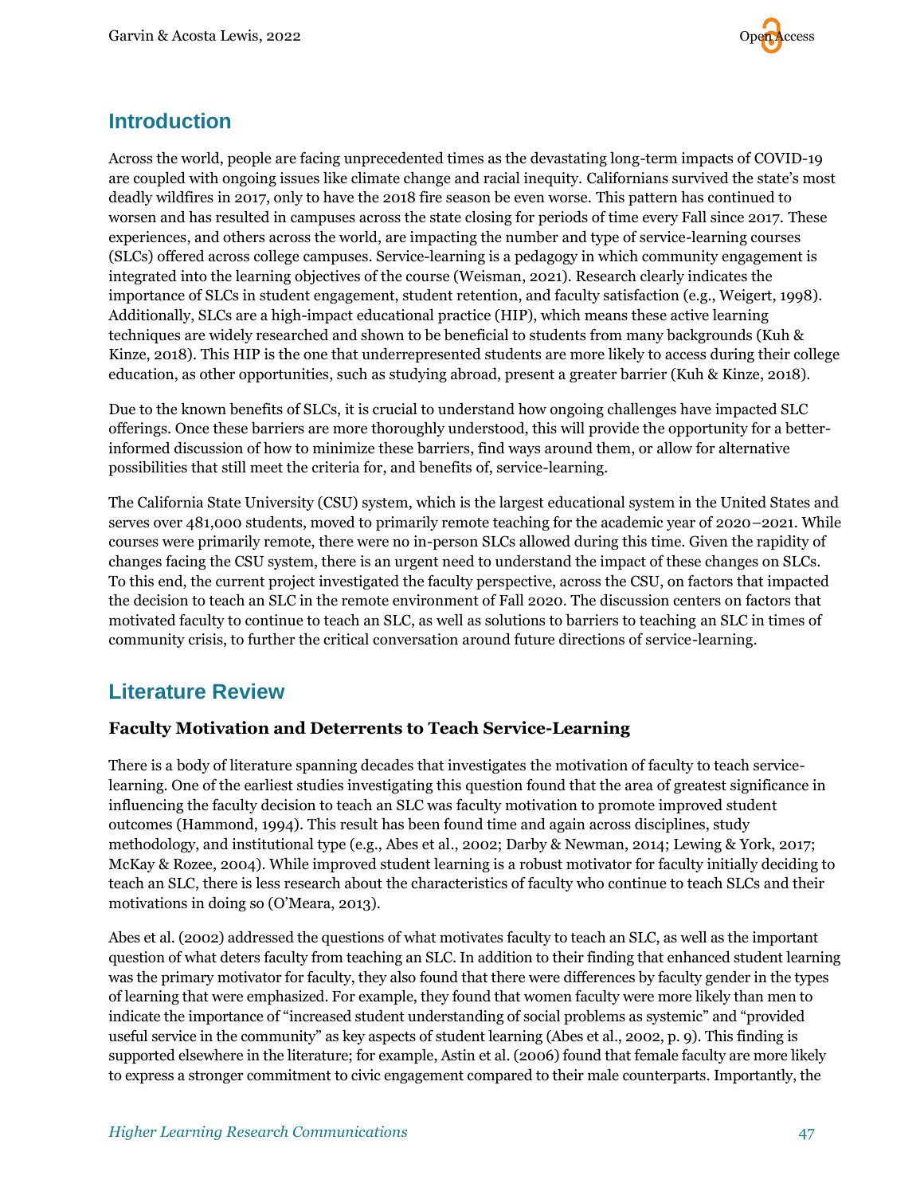## Introduction

Across the world, people are facing unprecedented times as the devastating long-term impacts of COVID-19 are coupled with ongoing issues like climate change and racial inequity. Californians survived the state's most deadly wildfires in 2017, only to have the 2018 fire season be even worse. This pattern has continued to worsen and has resulted in campuses across the state closing for periods of time every Fall since 2017. These experiences, and others across the world, are impacting the number and type of service-learning courses (SLCs) offered across college campuses. Service-learning is a pedagogy in which community engagement is integrated into the learning objectives of the course (Weisman, 2021). Research clearly indicates the importance of SLCs in student engagement, student retention, and faculty satisfaction (e.g., Weigert, 1998). Additionally, SLCs are a high-impact educational practice (HIP), which means these active learning techniques are widely researched and shown to be beneficial to students from many backgrounds (Kuh & Kinze, 2018). This HIP is the one that underrepresented students are more likely to access during their college education, as other opportunities, such as studying abroad, present a greater barrier (Kuh & Kinze, 2018).

Due to the known benefits of SLCs, it is crucial to understand how ongoing challenges have impacted SLC offerings. Once these barriers are more thoroughly understood, this will provide the opportunity for a better-informed discussion of how to minimize these barriers, find ways around them, or allow for alternative possibilities that still meet the criteria for, and benefits of, service-learning.

The California State University (CSU) system, which is the largest educational system in the United States and serves over 481,000 students, moved to primarily remote teaching for the academic year of 2020–2021. While courses were primarily remote, there were no in-person SLCs allowed during this time. Given the rapidity of changes facing the CSU system, there is an urgent need to understand the impact of these changes on SLCs. To this end, the current project investigated the faculty perspective, across the CSU, on factors that impacted the decision to teach an SLC in the remote environment of Fall 2020. The discussion centers on factors that motivated faculty to continue to teach an SLC, as well as solutions to barriers to teaching an SLC in times of community crisis, to further the critical conversation around future directions of service-learning.

## Literature Review

### Faculty Motivation and Deterrents to Teach Service-Learning

There is a body of literature spanning decades that investigates the motivation of faculty to teach service-learning. One of the earliest studies investigating this question found that the area of greatest significance in influencing the faculty decision to teach an SLC was faculty motivation to promote improved student outcomes (Hammond, 1994). This result has been found time and again across disciplines, study methodology, and institutional type (e.g., Abes et al., 2002; Darby & Newman, 2014; Lewing & York, 2017; McKay & Rozee, 2004). While improved student learning is a robust motivator for faculty initially deciding to teach an SLC, there is less research about the characteristics of faculty who continue to teach SLCs and their motivations in doing so (O'Meara, 2013).

Abes et al. (2002) addressed the questions of what motivates faculty to teach an SLC, as well as the important question of what deters faculty from teaching an SLC. In addition to their finding that enhanced student learning was the primary motivator for faculty, they also found that there were differences by faculty gender in the types of learning that were emphasized. For example, they found that women faculty were more likely than men to indicate the importance of "increased student understanding of social problems as systemic" and "provided useful service in the community" as key aspects of student learning (Abes et al., 2002, p. 9). This finding is supported elsewhere in the literature; for example, Astin et al. (2006) found that female faculty are more likely to express a stronger commitment to civic engagement compared to their male counterparts. Importantly, the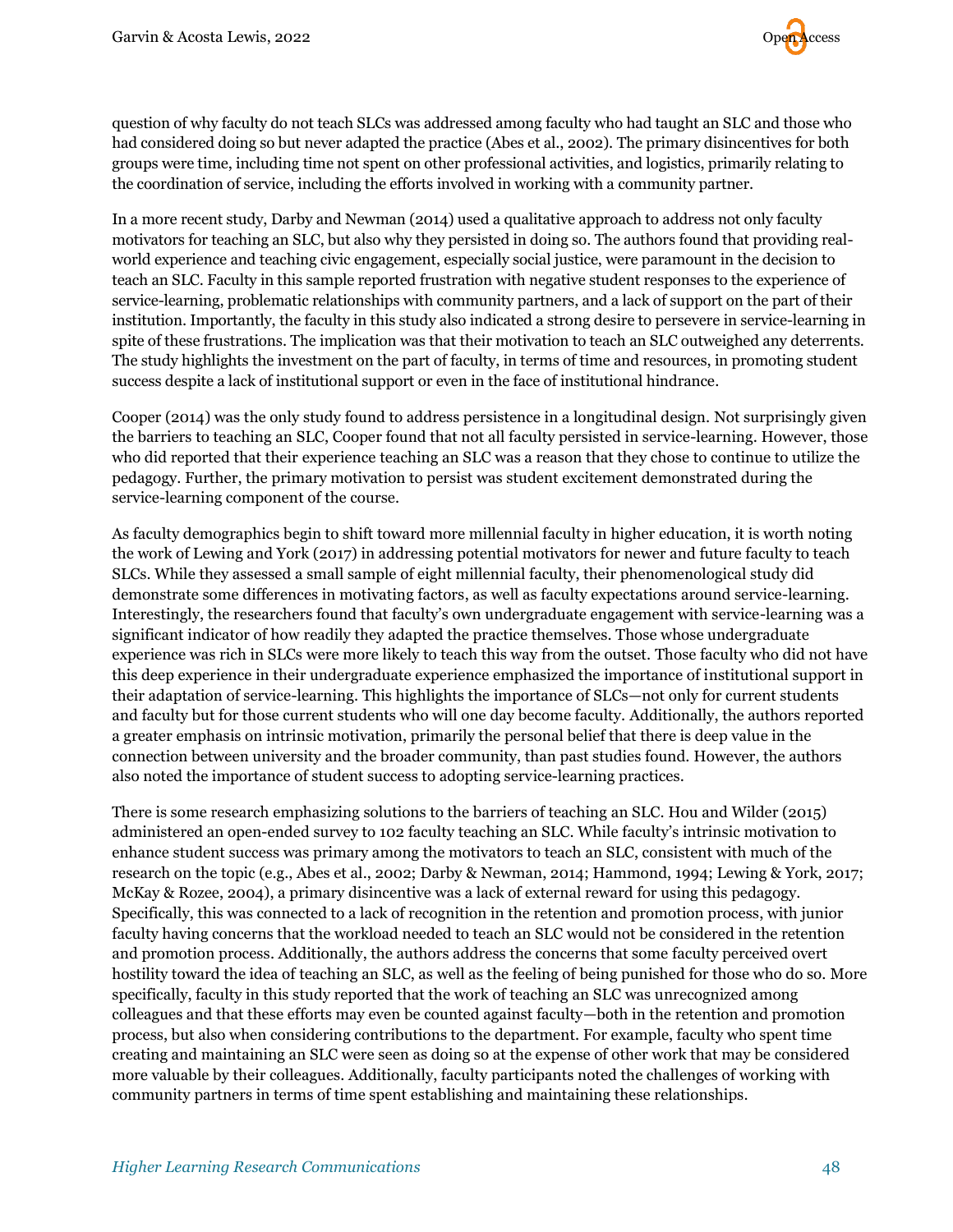question of why faculty do not teach SLCs was addressed among faculty who had taught an SLC and those who had considered doing so but never adapted the practice (Abes et al., 2002). The primary disincentives for both groups were time, including time not spent on other professional activities, and logistics, primarily relating to the coordination of service, including the efforts involved in working with a community partner.

In a more recent study, Darby and Newman (2014) used a qualitative approach to address not only faculty motivators for teaching an SLC, but also why they persisted in doing so. The authors found that providing real-world experience and teaching civic engagement, especially social justice, were paramount in the decision to teach an SLC. Faculty in this sample reported frustration with negative student responses to the experience of service-learning, problematic relationships with community partners, and a lack of support on the part of their institution. Importantly, the faculty in this study also indicated a strong desire to persevere in service-learning in spite of these frustrations. The implication was that their motivation to teach an SLC outweighed any deterrents. The study highlights the investment on the part of faculty, in terms of time and resources, in promoting student success despite a lack of institutional support or even in the face of institutional hindrance.

Cooper (2014) was the only study found to address persistence in a longitudinal design. Not surprisingly given the barriers to teaching an SLC, Cooper found that not all faculty persisted in service-learning. However, those who did reported that their experience teaching an SLC was a reason that they chose to continue to utilize the pedagogy. Further, the primary motivation to persist was student excitement demonstrated during the service-learning component of the course.

As faculty demographics begin to shift toward more millennial faculty in higher education, it is worth noting the work of Lewing and York (2017) in addressing potential motivators for newer and future faculty to teach SLCs. While they assessed a small sample of eight millennial faculty, their phenomenological study did demonstrate some differences in motivating factors, as well as faculty expectations around service-learning. Interestingly, the researchers found that faculty's own undergraduate engagement with service-learning was a significant indicator of how readily they adapted the practice themselves. Those whose undergraduate experience was rich in SLCs were more likely to teach this way from the outset. Those faculty who did not have this deep experience in their undergraduate experience emphasized the importance of institutional support in their adaptation of service-learning. This highlights the importance of SLCs—not only for current students and faculty but for those current students who will one day become faculty. Additionally, the authors reported a greater emphasis on intrinsic motivation, primarily the personal belief that there is deep value in the connection between university and the broader community, than past studies found. However, the authors also noted the importance of student success to adopting service-learning practices.

There is some research emphasizing solutions to the barriers of teaching an SLC. Hou and Wilder (2015) administered an open-ended survey to 102 faculty teaching an SLC. While faculty's intrinsic motivation to enhance student success was primary among the motivators to teach an SLC, consistent with much of the research on the topic (e.g., Abes et al., 2002; Darby & Newman, 2014; Hammond, 1994; Lewing & York, 2017; McKay & Rozee, 2004), a primary disincentive was a lack of external reward for using this pedagogy. Specifically, this was connected to a lack of recognition in the retention and promotion process, with junior faculty having concerns that the workload needed to teach an SLC would not be considered in the retention and promotion process. Additionally, the authors address the concerns that some faculty perceived overt hostility toward the idea of teaching an SLC, as well as the feeling of being punished for those who do so. More specifically, faculty in this study reported that the work of teaching an SLC was unrecognized among colleagues and that these efforts may even be counted against faculty—both in the retention and promotion process, but also when considering contributions to the department. For example, faculty who spent time creating and maintaining an SLC were seen as doing so at the expense of other work that may be considered more valuable by their colleagues. Additionally, faculty participants noted the challenges of working with community partners in terms of time spent establishing and maintaining these relationships.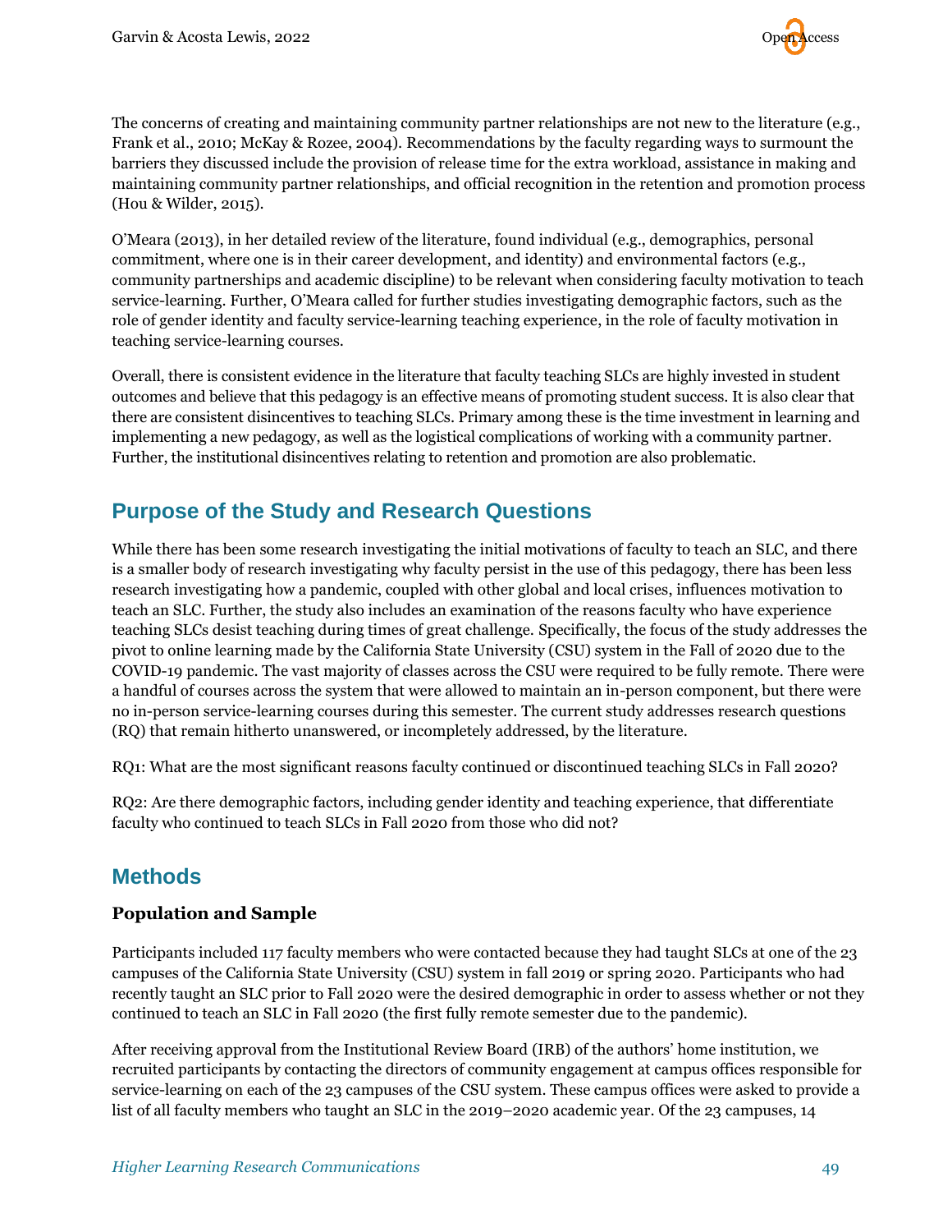The concerns of creating and maintaining community partner relationships are not new to the literature (e.g., Frank et al., 2010; McKay & Rozee, 2004). Recommendations by the faculty regarding ways to surmount the barriers they discussed include the provision of release time for the extra workload, assistance in making and maintaining community partner relationships, and official recognition in the retention and promotion process (Hou & Wilder, 2015).

O'Meara (2013), in her detailed review of the literature, found individual (e.g., demographics, personal commitment, where one is in their career development, and identity) and environmental factors (e.g., community partnerships and academic discipline) to be relevant when considering faculty motivation to teach service-learning. Further, O'Meara called for further studies investigating demographic factors, such as the role of gender identity and faculty service-learning teaching experience, in the role of faculty motivation in teaching service-learning courses.

Overall, there is consistent evidence in the literature that faculty teaching SLCs are highly invested in student outcomes and believe that this pedagogy is an effective means of promoting student success. It is also clear that there are consistent disincentives to teaching SLCs. Primary among these is the time investment in learning and implementing a new pedagogy, as well as the logistical complications of working with a community partner. Further, the institutional disincentives relating to retention and promotion are also problematic.

## Purpose of the Study and Research Questions

While there has been some research investigating the initial motivations of faculty to teach an SLC, and there is a smaller body of research investigating why faculty persist in the use of this pedagogy, there has been less research investigating how a pandemic, coupled with other global and local crises, influences motivation to teach an SLC. Further, the study also includes an examination of the reasons faculty who have experience teaching SLCs desist teaching during times of great challenge. Specifically, the focus of the study addresses the pivot to online learning made by the California State University (CSU) system in the Fall of 2020 due to the COVID-19 pandemic. The vast majority of classes across the CSU were required to be fully remote. There were a handful of courses across the system that were allowed to maintain an in-person component, but there were no in-person service-learning courses during this semester. The current study addresses research questions (RQ) that remain hitherto unanswered, or incompletely addressed, by the literature.

RQ1: What are the most significant reasons faculty continued or discontinued teaching SLCs in Fall 2020?

RQ2: Are there demographic factors, including gender identity and teaching experience, that differentiate faculty who continued to teach SLCs in Fall 2020 from those who did not?

## Methods

### Population and Sample

Participants included 117 faculty members who were contacted because they had taught SLCs at one of the 23 campuses of the California State University (CSU) system in fall 2019 or spring 2020. Participants who had recently taught an SLC prior to Fall 2020 were the desired demographic in order to assess whether or not they continued to teach an SLC in Fall 2020 (the first fully remote semester due to the pandemic).

After receiving approval from the Institutional Review Board (IRB) of the authors' home institution, we recruited participants by contacting the directors of community engagement at campus offices responsible for service-learning on each of the 23 campuses of the CSU system. These campus offices were asked to provide a list of all faculty members who taught an SLC in the 2019–2020 academic year. Of the 23 campuses, 14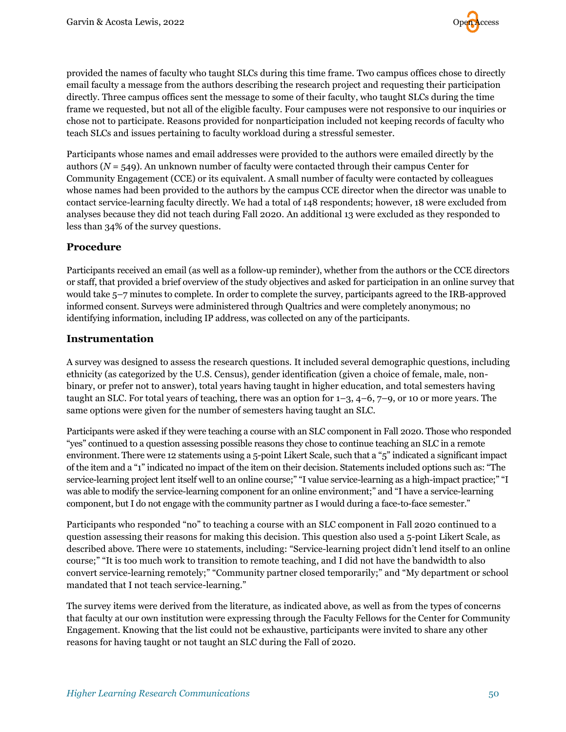provided the names of faculty who taught SLCs during this time frame. Two campus offices chose to directly email faculty a message from the authors describing the research project and requesting their participation directly. Three campus offices sent the message to some of their faculty, who taught SLCs during the time frame we requested, but not all of the eligible faculty. Four campuses were not responsive to our inquiries or chose not to participate. Reasons provided for nonparticipation included not keeping records of faculty who teach SLCs and issues pertaining to faculty workload during a stressful semester.

Participants whose names and email addresses were provided to the authors were emailed directly by the authors ($N$ = 549). An unknown number of faculty were contacted through their campus Center for Community Engagement (CCE) or its equivalent. A small number of faculty were contacted by colleagues whose names had been provided to the authors by the campus CCE director when the director was unable to contact service-learning faculty directly. We had a total of 148 respondents; however, 18 were excluded from analyses because they did not teach during Fall 2020. An additional 13 were excluded as they responded to less than 34% of the survey questions.

## Procedure

Participants received an email (as well as a follow-up reminder), whether from the authors or the CCE directors or staff, that provided a brief overview of the study objectives and asked for participation in an online survey that would take 5–7 minutes to complete. In order to complete the survey, participants agreed to the IRB-approved informed consent. Surveys were administered through Qualtrics and were completely anonymous; no identifying information, including IP address, was collected on any of the participants.

## Instrumentation

A survey was designed to assess the research questions. It included several demographic questions, including ethnicity (as categorized by the U.S. Census), gender identification (given a choice of female, male, non-binary, or prefer not to answer), total years having taught in higher education, and total semesters having taught an SLC. For total years of teaching, there was an option for 1–3, 4–6, 7–9, or 10 or more years. The same options were given for the number of semesters having taught an SLC.

Participants were asked if they were teaching a course with an SLC component in Fall 2020. Those who responded "yes" continued to a question assessing possible reasons they chose to continue teaching an SLC in a remote environment. There were 12 statements using a 5-point Likert Scale, such that a "5" indicated a significant impact of the item and a "1" indicated no impact of the item on their decision. Statements included options such as: "The service-learning project lent itself well to an online course;" "I value service-learning as a high-impact practice;" "I was able to modify the service-learning component for an online environment;" and "I have a service-learning component, but I do not engage with the community partner as I would during a face-to-face semester."

Participants who responded "no" to teaching a course with an SLC component in Fall 2020 continued to a question assessing their reasons for making this decision. This question also used a 5-point Likert Scale, as described above. There were 10 statements, including: "Service-learning project didn't lend itself to an online course;" "It is too much work to transition to remote teaching, and I did not have the bandwidth to also convert service-learning remotely;" "Community partner closed temporarily;" and "My department or school mandated that I not teach service-learning."

The survey items were derived from the literature, as indicated above, as well as from the types of concerns that faculty at our own institution were expressing through the Faculty Fellows for the Center for Community Engagement. Knowing that the list could not be exhaustive, participants were invited to share any other reasons for having taught or not taught an SLC during the Fall of 2020.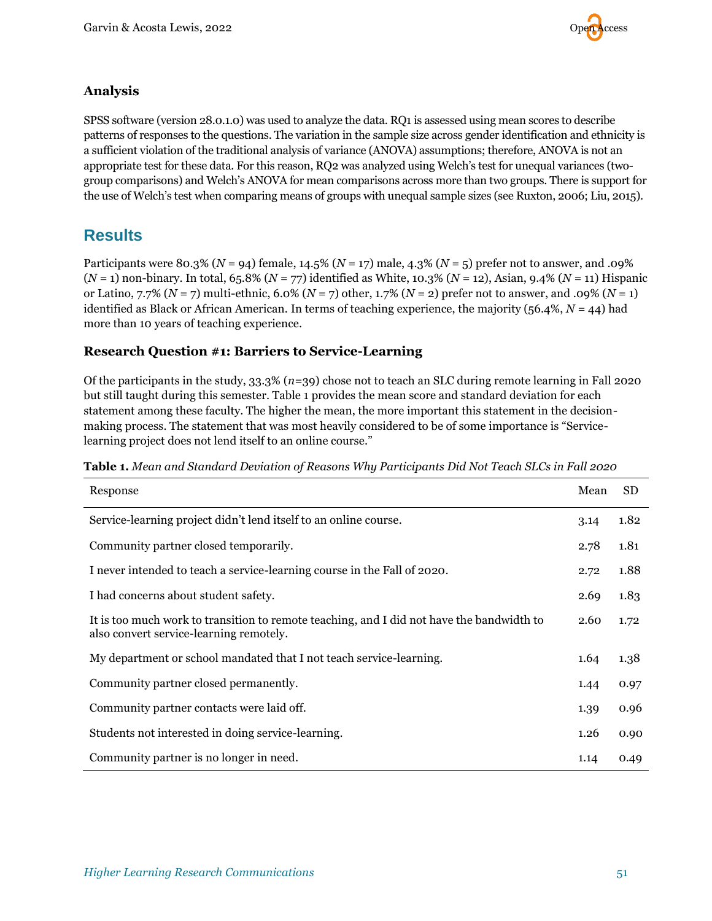### Analysis

SPSS software (version 28.0.1.0) was used to analyze the data. RQ1 is assessed using mean scores to describe patterns of responses to the questions. The variation in the sample size across gender identification and ethnicity is a sufficient violation of the traditional analysis of variance (ANOVA) assumptions; therefore, ANOVA is not an appropriate test for these data. For this reason, RQ2 was analyzed using Welch's test for unequal variances (two-group comparisons) and Welch's ANOVA for mean comparisons across more than two groups. There is support for the use of Welch's test when comparing means of groups with unequal sample sizes (see Ruxton, 2006; Liu, 2015).

## Results

Participants were 80.3% ($N$ = 94) female, 14.5% ($N$ = 17) male, 4.3% ($N$ = 5) prefer not to answer, and .09% ($N$ = 1) non-binary. In total, 65.8% ($N$ = 77) identified as White, 10.3% ($N$ = 12), Asian, 9.4% ($N$ = 11) Hispanic or Latino, 7.7% ($N$ = 7) multi-ethnic, 6.0% ($N$ = 7) other, 1.7% ($N$ = 2) prefer not to answer, and .09% ($N$ = 1) identified as Black or African American. In terms of teaching experience, the majority (56.4%, $N$ = 44) had more than 10 years of teaching experience.

### Research Question #1: Barriers to Service-Learning

Of the participants in the study, 33.3% ($n$=39) chose not to teach an SLC during remote learning in Fall 2020 but still taught during this semester. Table 1 provides the mean score and standard deviation for each statement among these faculty. The higher the mean, the more important this statement in the decision-making process. The statement that was most heavily considered to be of some importance is "Service-learning project does not lend itself to an online course."

**Table 1.** *Mean and Standard Deviation of Reasons Why Participants Did Not Teach SLCs in Fall 2020*

| Response | Mean | SD |
|---|---|---|
| Service-learning project didn't lend itself to an online course. | 3.14 | 1.82 |
| Community partner closed temporarily. | 2.78 | 1.81 |
| I never intended to teach a service-learning course in the Fall of 2020. | 2.72 | 1.88 |
| I had concerns about student safety. | 2.69 | 1.83 |
| It is too much work to transition to remote teaching, and I did not have the bandwidth to also convert service-learning remotely. | 2.60 | 1.72 |
| My department or school mandated that I not teach service-learning. | 1.64 | 1.38 |
| Community partner closed permanently. | 1.44 | 0.97 |
| Community partner contacts were laid off. | 1.39 | 0.96 |
| Students not interested in doing service-learning. | 1.26 | 0.90 |
| Community partner is no longer in need. | 1.14 | 0.49 |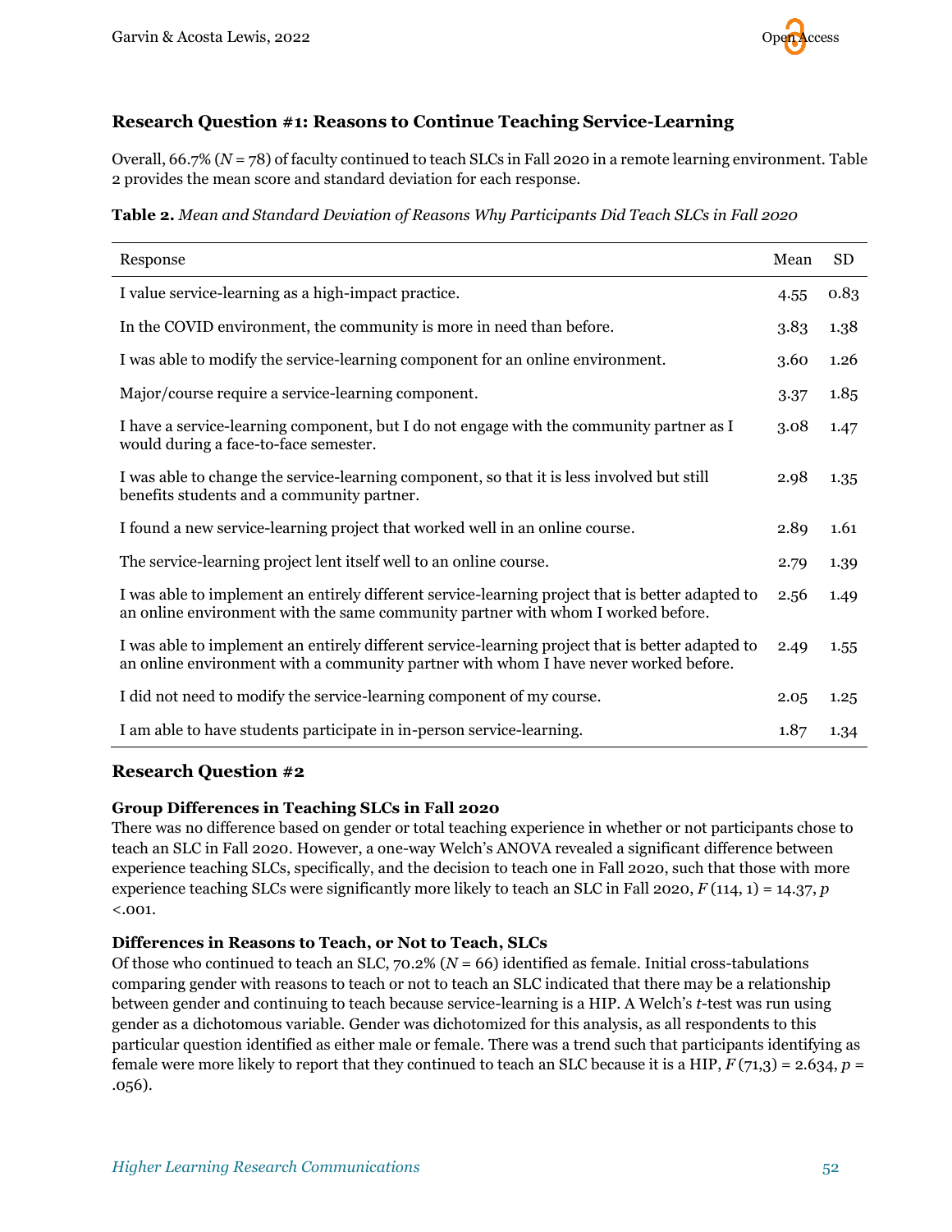### Research Question #1: Reasons to Continue Teaching Service-Learning

Overall, 66.7% ($N$ = 78) of faculty continued to teach SLCs in Fall 2020 in a remote learning environment. Table 2 provides the mean score and standard deviation for each response.

**Table 2.** *Mean and Standard Deviation of Reasons Why Participants Did Teach SLCs in Fall 2020*

| Response | Mean | SD |
|---|---|---|
| I value service-learning as a high-impact practice. | 4.55 | 0.83 |
| In the COVID environment, the community is more in need than before. | 3.83 | 1.38 |
| I was able to modify the service-learning component for an online environment. | 3.60 | 1.26 |
| Major/course require a service-learning component. | 3.37 | 1.85 |
| I have a service-learning component, but I do not engage with the community partner as I would during a face-to-face semester. | 3.08 | 1.47 |
| I was able to change the service-learning component, so that it is less involved but still benefits students and a community partner. | 2.98 | 1.35 |
| I found a new service-learning project that worked well in an online course. | 2.89 | 1.61 |
| The service-learning project lent itself well to an online course. | 2.79 | 1.39 |
| I was able to implement an entirely different service-learning project that is better adapted to an online environment with the same community partner with whom I worked before. | 2.56 | 1.49 |
| I was able to implement an entirely different service-learning project that is better adapted to an online environment with a community partner with whom I have never worked before. | 2.49 | 1.55 |
| I did not need to modify the service-learning component of my course. | 2.05 | 1.25 |
| I am able to have students participate in in-person service-learning. | 1.87 | 1.34 |

### Research Question #2

#### Group Differences in Teaching SLCs in Fall 2020

There was no difference based on gender or total teaching experience in whether or not participants chose to teach an SLC in Fall 2020. However, a one-way Welch's ANOVA revealed a significant difference between experience teaching SLCs, specifically, and the decision to teach one in Fall 2020, such that those with more experience teaching SLCs were significantly more likely to teach an SLC in Fall 2020, $F(114, 1) = 14.37$, $p < .001$.

#### Differences in Reasons to Teach, or Not to Teach, SLCs

Of those who continued to teach an SLC, 70.2% ($N$ = 66) identified as female. Initial cross-tabulations comparing gender with reasons to teach or not to teach an SLC indicated that there may be a relationship between gender and continuing to teach because service-learning is a HIP. A Welch's $t$-test was run using gender as a dichotomous variable. Gender was dichotomized for this analysis, as all respondents to this particular question identified as either male or female. There was a trend such that participants identifying as female were more likely to report that they continued to teach an SLC because it is a HIP, $F(71,3) = 2.634$, $p = .056$).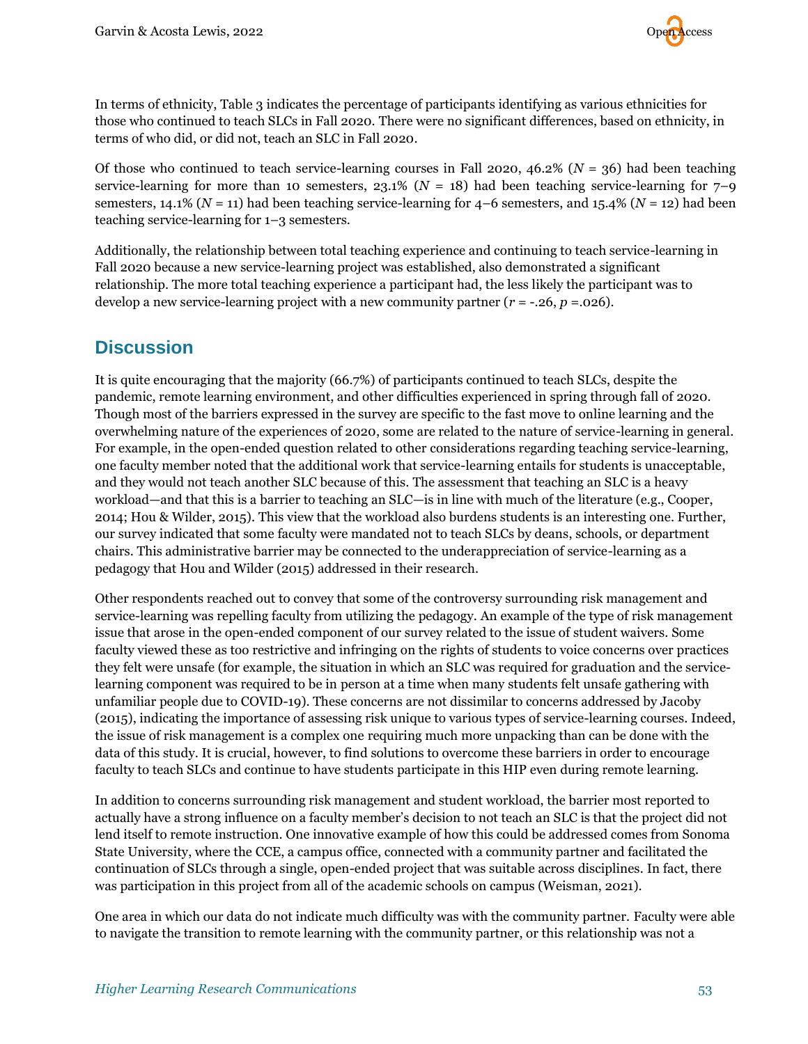In terms of ethnicity, Table 3 indicates the percentage of participants identifying as various ethnicities for those who continued to teach SLCs in Fall 2020. There were no significant differences, based on ethnicity, in terms of who did, or did not, teach an SLC in Fall 2020.

Of those who continued to teach service-learning courses in Fall 2020, 46.2% ($N$ = 36) had been teaching service-learning for more than 10 semesters, 23.1% ($N$ = 18) had been teaching service-learning for 7–9 semesters, 14.1% ($N$ = 11) had been teaching service-learning for 4–6 semesters, and 15.4% ($N$ = 12) had been teaching service-learning for 1–3 semesters.

Additionally, the relationship between total teaching experience and continuing to teach service-learning in Fall 2020 because a new service-learning project was established, also demonstrated a significant relationship. The more total teaching experience a participant had, the less likely the participant was to develop a new service-learning project with a new community partner ($r$ = -.26, $p$ =.026).

## Discussion

It is quite encouraging that the majority (66.7%) of participants continued to teach SLCs, despite the pandemic, remote learning environment, and other difficulties experienced in spring through fall of 2020. Though most of the barriers expressed in the survey are specific to the fast move to online learning and the overwhelming nature of the experiences of 2020, some are related to the nature of service-learning in general. For example, in the open-ended question related to other considerations regarding teaching service-learning, one faculty member noted that the additional work that service-learning entails for students is unacceptable, and they would not teach another SLC because of this. The assessment that teaching an SLC is a heavy workload—and that this is a barrier to teaching an SLC—is in line with much of the literature (e.g., Cooper, 2014; Hou & Wilder, 2015). This view that the workload also burdens students is an interesting one. Further, our survey indicated that some faculty were mandated not to teach SLCs by deans, schools, or department chairs. This administrative barrier may be connected to the underappreciation of service-learning as a pedagogy that Hou and Wilder (2015) addressed in their research.

Other respondents reached out to convey that some of the controversy surrounding risk management and service-learning was repelling faculty from utilizing the pedagogy. An example of the type of risk management issue that arose in the open-ended component of our survey related to the issue of student waivers. Some faculty viewed these as too restrictive and infringing on the rights of students to voice concerns over practices they felt were unsafe (for example, the situation in which an SLC was required for graduation and the service-learning component was required to be in person at a time when many students felt unsafe gathering with unfamiliar people due to COVID-19). These concerns are not dissimilar to concerns addressed by Jacoby (2015), indicating the importance of assessing risk unique to various types of service-learning courses. Indeed, the issue of risk management is a complex one requiring much more unpacking than can be done with the data of this study. It is crucial, however, to find solutions to overcome these barriers in order to encourage faculty to teach SLCs and continue to have students participate in this HIP even during remote learning.

In addition to concerns surrounding risk management and student workload, the barrier most reported to actually have a strong influence on a faculty member's decision to not teach an SLC is that the project did not lend itself to remote instruction. One innovative example of how this could be addressed comes from Sonoma State University, where the CCE, a campus office, connected with a community partner and facilitated the continuation of SLCs through a single, open-ended project that was suitable across disciplines. In fact, there was participation in this project from all of the academic schools on campus (Weisman, 2021).

One area in which our data do not indicate much difficulty was with the community partner. Faculty were able to navigate the transition to remote learning with the community partner, or this relationship was not a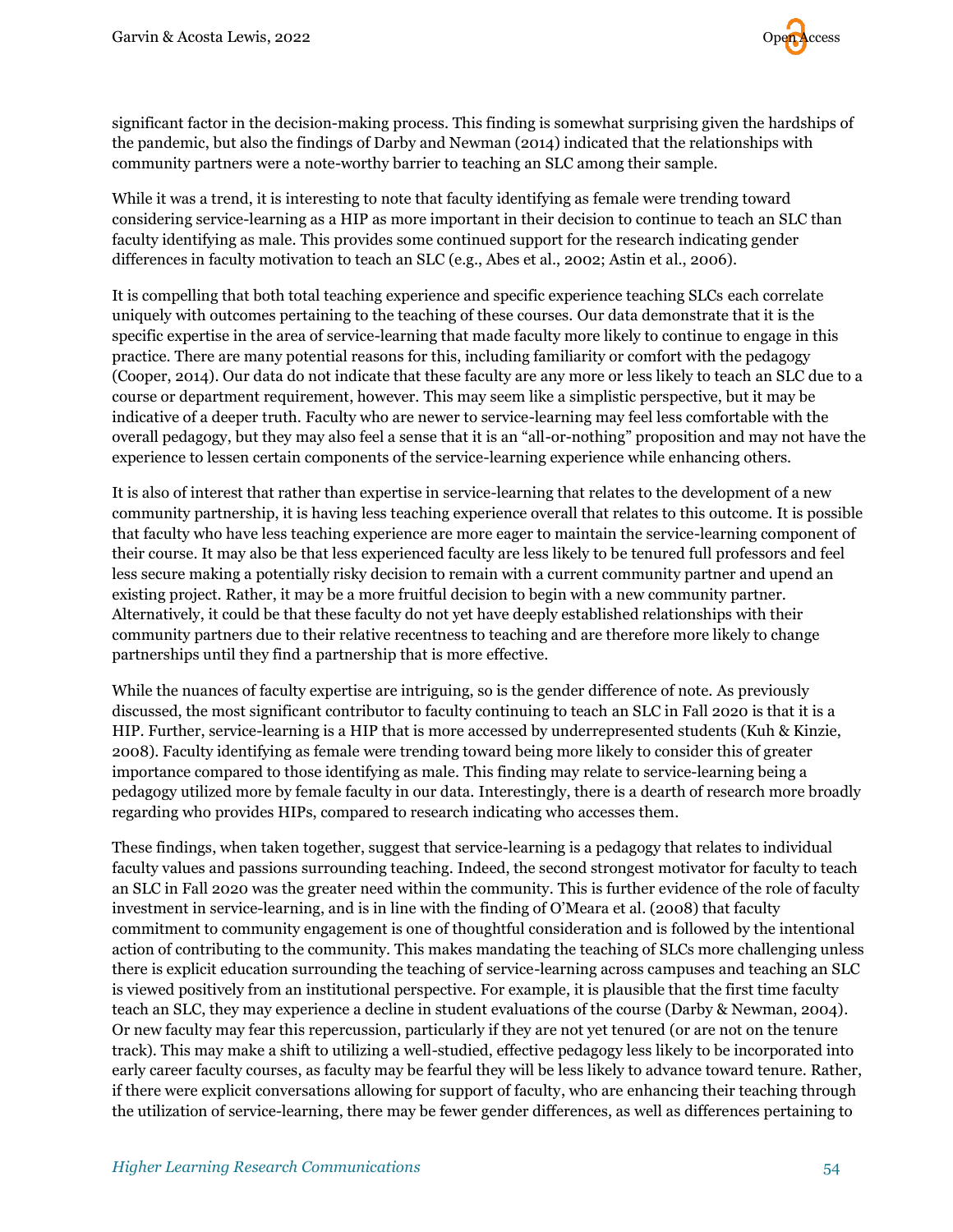significant factor in the decision-making process. This finding is somewhat surprising given the hardships of the pandemic, but also the findings of Darby and Newman (2014) indicated that the relationships with community partners were a note-worthy barrier to teaching an SLC among their sample.

While it was a trend, it is interesting to note that faculty identifying as female were trending toward considering service-learning as a HIP as more important in their decision to continue to teach an SLC than faculty identifying as male. This provides some continued support for the research indicating gender differences in faculty motivation to teach an SLC (e.g., Abes et al., 2002; Astin et al., 2006).

It is compelling that both total teaching experience and specific experience teaching SLCs each correlate uniquely with outcomes pertaining to the teaching of these courses. Our data demonstrate that it is the specific expertise in the area of service-learning that made faculty more likely to continue to engage in this practice. There are many potential reasons for this, including familiarity or comfort with the pedagogy (Cooper, 2014). Our data do not indicate that these faculty are any more or less likely to teach an SLC due to a course or department requirement, however. This may seem like a simplistic perspective, but it may be indicative of a deeper truth. Faculty who are newer to service-learning may feel less comfortable with the overall pedagogy, but they may also feel a sense that it is an "all-or-nothing" proposition and may not have the experience to lessen certain components of the service-learning experience while enhancing others.

It is also of interest that rather than expertise in service-learning that relates to the development of a new community partnership, it is having less teaching experience overall that relates to this outcome. It is possible that faculty who have less teaching experience are more eager to maintain the service-learning component of their course. It may also be that less experienced faculty are less likely to be tenured full professors and feel less secure making a potentially risky decision to remain with a current community partner and upend an existing project. Rather, it may be a more fruitful decision to begin with a new community partner. Alternatively, it could be that these faculty do not yet have deeply established relationships with their community partners due to their relative recentness to teaching and are therefore more likely to change partnerships until they find a partnership that is more effective.

While the nuances of faculty expertise are intriguing, so is the gender difference of note. As previously discussed, the most significant contributor to faculty continuing to teach an SLC in Fall 2020 is that it is a HIP. Further, service-learning is a HIP that is more accessed by underrepresented students (Kuh & Kinzie, 2008). Faculty identifying as female were trending toward being more likely to consider this of greater importance compared to those identifying as male. This finding may relate to service-learning being a pedagogy utilized more by female faculty in our data. Interestingly, there is a dearth of research more broadly regarding who provides HIPs, compared to research indicating who accesses them.

These findings, when taken together, suggest that service-learning is a pedagogy that relates to individual faculty values and passions surrounding teaching. Indeed, the second strongest motivator for faculty to teach an SLC in Fall 2020 was the greater need within the community. This is further evidence of the role of faculty investment in service-learning, and is in line with the finding of O'Meara et al. (2008) that faculty commitment to community engagement is one of thoughtful consideration and is followed by the intentional action of contributing to the community. This makes mandating the teaching of SLCs more challenging unless there is explicit education surrounding the teaching of service-learning across campuses and teaching an SLC is viewed positively from an institutional perspective. For example, it is plausible that the first time faculty teach an SLC, they may experience a decline in student evaluations of the course (Darby & Newman, 2004). Or new faculty may fear this repercussion, particularly if they are not yet tenured (or are not on the tenure track). This may make a shift to utilizing a well-studied, effective pedagogy less likely to be incorporated into early career faculty courses, as faculty may be fearful they will be less likely to advance toward tenure. Rather, if there were explicit conversations allowing for support of faculty, who are enhancing their teaching through the utilization of service-learning, there may be fewer gender differences, as well as differences pertaining to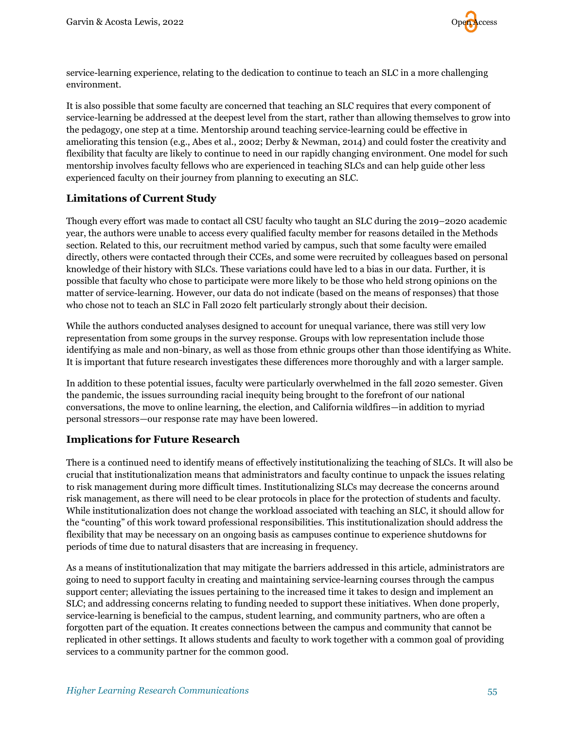service-learning experience, relating to the dedication to continue to teach an SLC in a more challenging environment.

It is also possible that some faculty are concerned that teaching an SLC requires that every component of service-learning be addressed at the deepest level from the start, rather than allowing themselves to grow into the pedagogy, one step at a time. Mentorship around teaching service-learning could be effective in ameliorating this tension (e.g., Abes et al., 2002; Derby & Newman, 2014) and could foster the creativity and flexibility that faculty are likely to continue to need in our rapidly changing environment. One model for such mentorship involves faculty fellows who are experienced in teaching SLCs and can help guide other less experienced faculty on their journey from planning to executing an SLC.

### Limitations of Current Study

Though every effort was made to contact all CSU faculty who taught an SLC during the 2019–2020 academic year, the authors were unable to access every qualified faculty member for reasons detailed in the Methods section. Related to this, our recruitment method varied by campus, such that some faculty were emailed directly, others were contacted through their CCEs, and some were recruited by colleagues based on personal knowledge of their history with SLCs. These variations could have led to a bias in our data. Further, it is possible that faculty who chose to participate were more likely to be those who held strong opinions on the matter of service-learning. However, our data do not indicate (based on the means of responses) that those who chose not to teach an SLC in Fall 2020 felt particularly strongly about their decision.

While the authors conducted analyses designed to account for unequal variance, there was still very low representation from some groups in the survey response. Groups with low representation include those identifying as male and non-binary, as well as those from ethnic groups other than those identifying as White. It is important that future research investigates these differences more thoroughly and with a larger sample.

In addition to these potential issues, faculty were particularly overwhelmed in the fall 2020 semester. Given the pandemic, the issues surrounding racial inequity being brought to the forefront of our national conversations, the move to online learning, the election, and California wildfires—in addition to myriad personal stressors—our response rate may have been lowered.

### Implications for Future Research

There is a continued need to identify means of effectively institutionalizing the teaching of SLCs. It will also be crucial that institutionalization means that administrators and faculty continue to unpack the issues relating to risk management during more difficult times. Institutionalizing SLCs may decrease the concerns around risk management, as there will need to be clear protocols in place for the protection of students and faculty. While institutionalization does not change the workload associated with teaching an SLC, it should allow for the "counting" of this work toward professional responsibilities. This institutionalization should address the flexibility that may be necessary on an ongoing basis as campuses continue to experience shutdowns for periods of time due to natural disasters that are increasing in frequency.

As a means of institutionalization that may mitigate the barriers addressed in this article, administrators are going to need to support faculty in creating and maintaining service-learning courses through the campus support center; alleviating the issues pertaining to the increased time it takes to design and implement an SLC; and addressing concerns relating to funding needed to support these initiatives. When done properly, service-learning is beneficial to the campus, student learning, and community partners, who are often a forgotten part of the equation. It creates connections between the campus and community that cannot be replicated in other settings. It allows students and faculty to work together with a common goal of providing services to a community partner for the common good.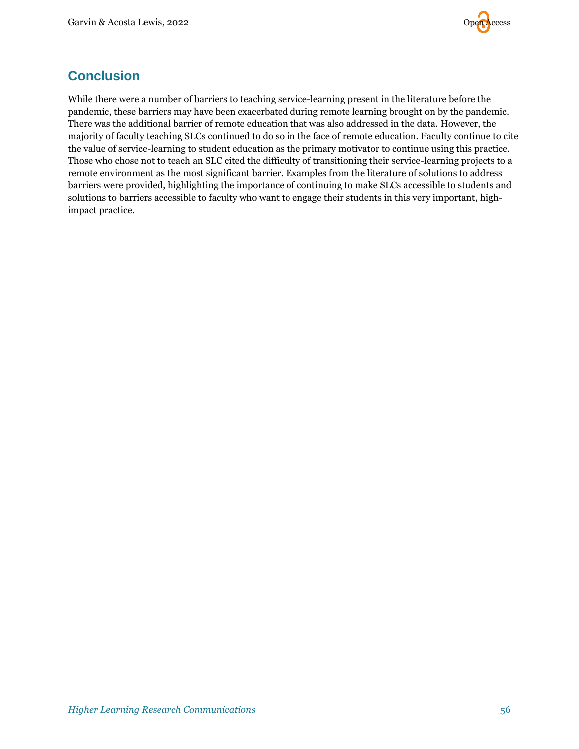## Conclusion

While there were a number of barriers to teaching service-learning present in the literature before the pandemic, these barriers may have been exacerbated during remote learning brought on by the pandemic. There was the additional barrier of remote education that was also addressed in the data. However, the majority of faculty teaching SLCs continued to do so in the face of remote education. Faculty continue to cite the value of service-learning to student education as the primary motivator to continue using this practice. Those who chose not to teach an SLC cited the difficulty of transitioning their service-learning projects to a remote environment as the most significant barrier. Examples from the literature of solutions to address barriers were provided, highlighting the importance of continuing to make SLCs accessible to students and solutions to barriers accessible to faculty who want to engage their students in this very important, high-impact practice.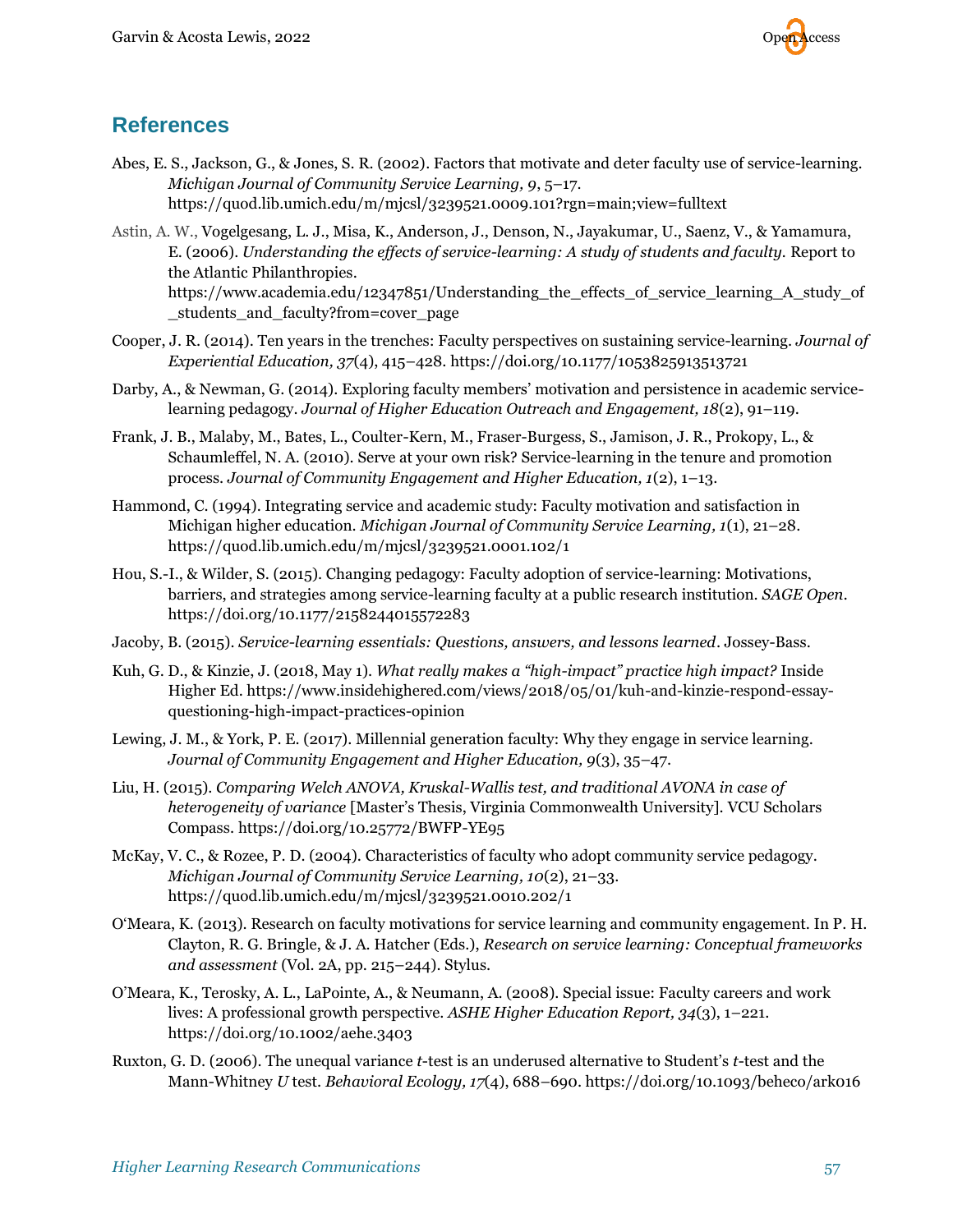## References

Abes, E. S., Jackson, G., & Jones, S. R. (2002). Factors that motivate and deter faculty use of service-learning. *Michigan Journal of Community Service Learning, 9*, 5–17. https://quod.lib.umich.edu/m/mjcsl/3239521.0009.101?rgn=main;view=fulltext

Astin, A. W., Vogelgesang, L. J., Misa, K., Anderson, J., Denson, N., Jayakumar, U., Saenz, V., & Yamamura, E. (2006). *Understanding the effects of service-learning: A study of students and faculty.* Report to the Atlantic Philanthropies. https://www.academia.edu/12347851/Understanding_the_effects_of_service_learning_A_study_of_students_and_faculty?from=cover_page

Cooper, J. R. (2014). Ten years in the trenches: Faculty perspectives on sustaining service-learning. *Journal of Experiential Education, 37*(4), 415–428. https://doi.org/10.1177/1053825913513721

Darby, A., & Newman, G. (2014). Exploring faculty members' motivation and persistence in academic service-learning pedagogy. *Journal of Higher Education Outreach and Engagement, 18*(2), 91–119.

Frank, J. B., Malaby, M., Bates, L., Coulter-Kern, M., Fraser-Burgess, S., Jamison, J. R., Prokopy, L., & Schaumleffel, N. A. (2010). Serve at your own risk? Service-learning in the tenure and promotion process. *Journal of Community Engagement and Higher Education, 1*(2), 1–13.

Hammond, C. (1994). Integrating service and academic study: Faculty motivation and satisfaction in Michigan higher education. *Michigan Journal of Community Service Learning, 1*(1), 21–28. https://quod.lib.umich.edu/m/mjcsl/3239521.0001.102/1

Hou, S.-I., & Wilder, S. (2015). Changing pedagogy: Faculty adoption of service-learning: Motivations, barriers, and strategies among service-learning faculty at a public research institution. *SAGE Open*. https://doi.org/10.1177/2158244015572283

Jacoby, B. (2015). *Service-learning essentials: Questions, answers, and lessons learned*. Jossey-Bass.

Kuh, G. D., & Kinzie, J. (2018, May 1). *What really makes a "high-impact" practice high impact?* Inside Higher Ed. https://www.insidehighered.com/views/2018/05/01/kuh-and-kinzie-respond-essay-questioning-high-impact-practices-opinion

Lewing, J. M., & York, P. E. (2017). Millennial generation faculty: Why they engage in service learning. *Journal of Community Engagement and Higher Education, 9*(3), 35–47.

Liu, H. (2015). *Comparing Welch ANOVA, Kruskal-Wallis test, and traditional AVONA in case of heterogeneity of variance* [Master's Thesis, Virginia Commonwealth University]. VCU Scholars Compass. https://doi.org/10.25772/BWFP-YE95

McKay, V. C., & Rozee, P. D. (2004). Characteristics of faculty who adopt community service pedagogy. *Michigan Journal of Community Service Learning, 10*(2), 21–33. https://quod.lib.umich.edu/m/mjcsl/3239521.0010.202/1

O'Meara, K. (2013). Research on faculty motivations for service learning and community engagement. In P. H. Clayton, R. G. Bringle, & J. A. Hatcher (Eds.), *Research on service learning: Conceptual frameworks and assessment* (Vol. 2A, pp. 215–244). Stylus.

O'Meara, K., Terosky, A. L., LaPointe, A., & Neumann, A. (2008). Special issue: Faculty careers and work lives: A professional growth perspective. *ASHE Higher Education Report, 34*(3), 1–221. https://doi.org/10.1002/aehe.3403

Ruxton, G. D. (2006). The unequal variance *t*-test is an underused alternative to Student's *t*-test and the Mann-Whitney *U* test. *Behavioral Ecology, 17*(4), 688–690. https://doi.org/10.1093/beheco/ark016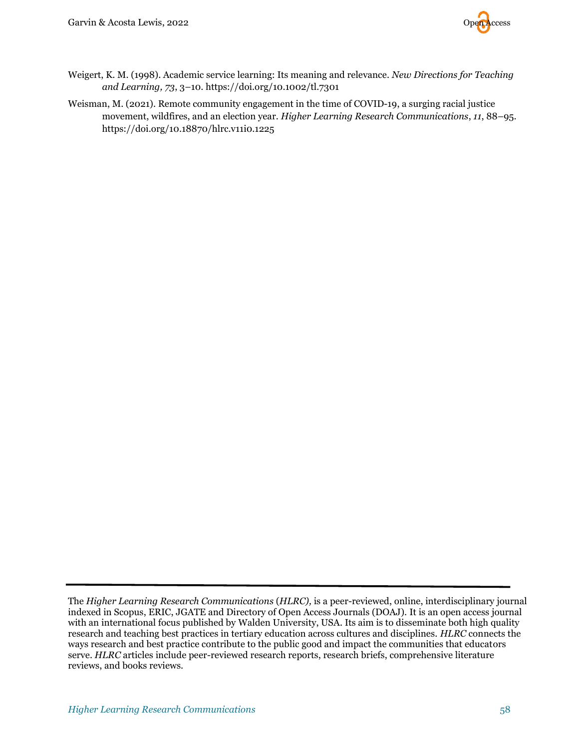Weigert, K. M. (1998). Academic service learning: Its meaning and relevance. *New Directions for Teaching and Learning, 73*, 3–10. https://doi.org/10.1002/tl.7301

Weisman, M. (2021). Remote community engagement in the time of COVID-19, a surging racial justice movement, wildfires, and an election year. *Higher Learning Research Communications*, *11*, 88–95. https://doi.org/10.18870/hlrc.v11i0.1225

---

The *Higher Learning Research Communications* (*HLRC),* is a peer-reviewed, online, interdisciplinary journal indexed in Scopus, ERIC, JGATE and Directory of Open Access Journals (DOAJ). It is an open access journal with an international focus published by Walden University, USA. Its aim is to disseminate both high quality research and teaching best practices in tertiary education across cultures and disciplines. *HLRC* connects the ways research and best practice contribute to the public good and impact the communities that educators serve. *HLRC* articles include peer-reviewed research reports, research briefs, comprehensive literature reviews, and books reviews.